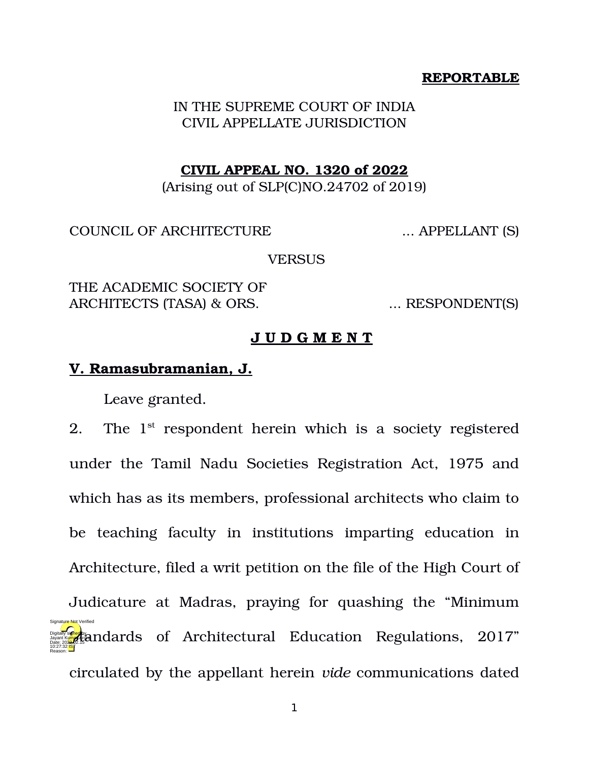**REPORTABLE**

IN THE SUPREME COURT OF INDIA
CIVIL APPELLATE JURISDICTION

**CIVIL APPEAL NO. 1320 of 2022**
(Arising out of SLP(C)NO.24702 of 2019)

COUNCIL OF ARCHITECTURE ... APPELLANT (S)

VERSUS

THE ACADEMIC SOCIETY OF ARCHITECTS (TASA) & ORS. ... RESPONDENT(S)

**J U D G M E N T**

**V. Ramasubramanian, J.**

Leave granted.

2. The 1st respondent herein which is a society registered under the Tamil Nadu Societies Registration Act, 1975 and which has as its members, professional architects who claim to be teaching faculty in institutions imparting education in Architecture, filed a writ petition on the file of the High Court of Judicature at Madras, praying for quashing the "Minimum Standards of Architectural Education Regulations, 2017" circulated by the appellant herein *vide* communications dated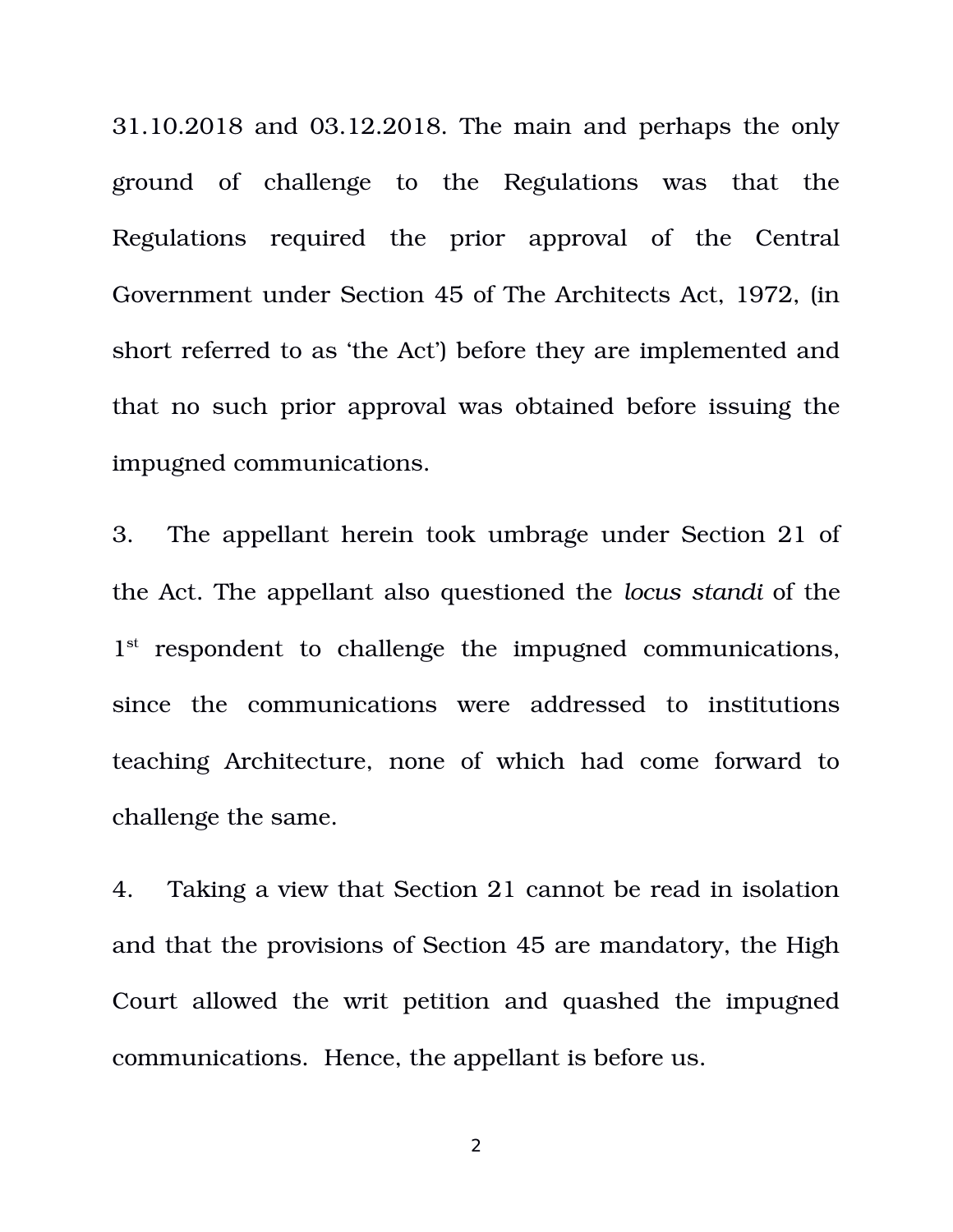31.10.2018 and 03.12.2018. The main and perhaps the only ground of challenge to the Regulations was that the Regulations required the prior approval of the Central Government under Section 45 of The Architects Act, 1972, (in short referred to as 'the Act') before they are implemented and that no such prior approval was obtained before issuing the impugned communications.

3. The appellant herein took umbrage under Section 21 of the Act. The appellant also questioned the *locus standi* of the 1st respondent to challenge the impugned communications, since the communications were addressed to institutions teaching Architecture, none of which had come forward to challenge the same.

4. Taking a view that Section 21 cannot be read in isolation and that the provisions of Section 45 are mandatory, the High Court allowed the writ petition and quashed the impugned communications. Hence, the appellant is before us.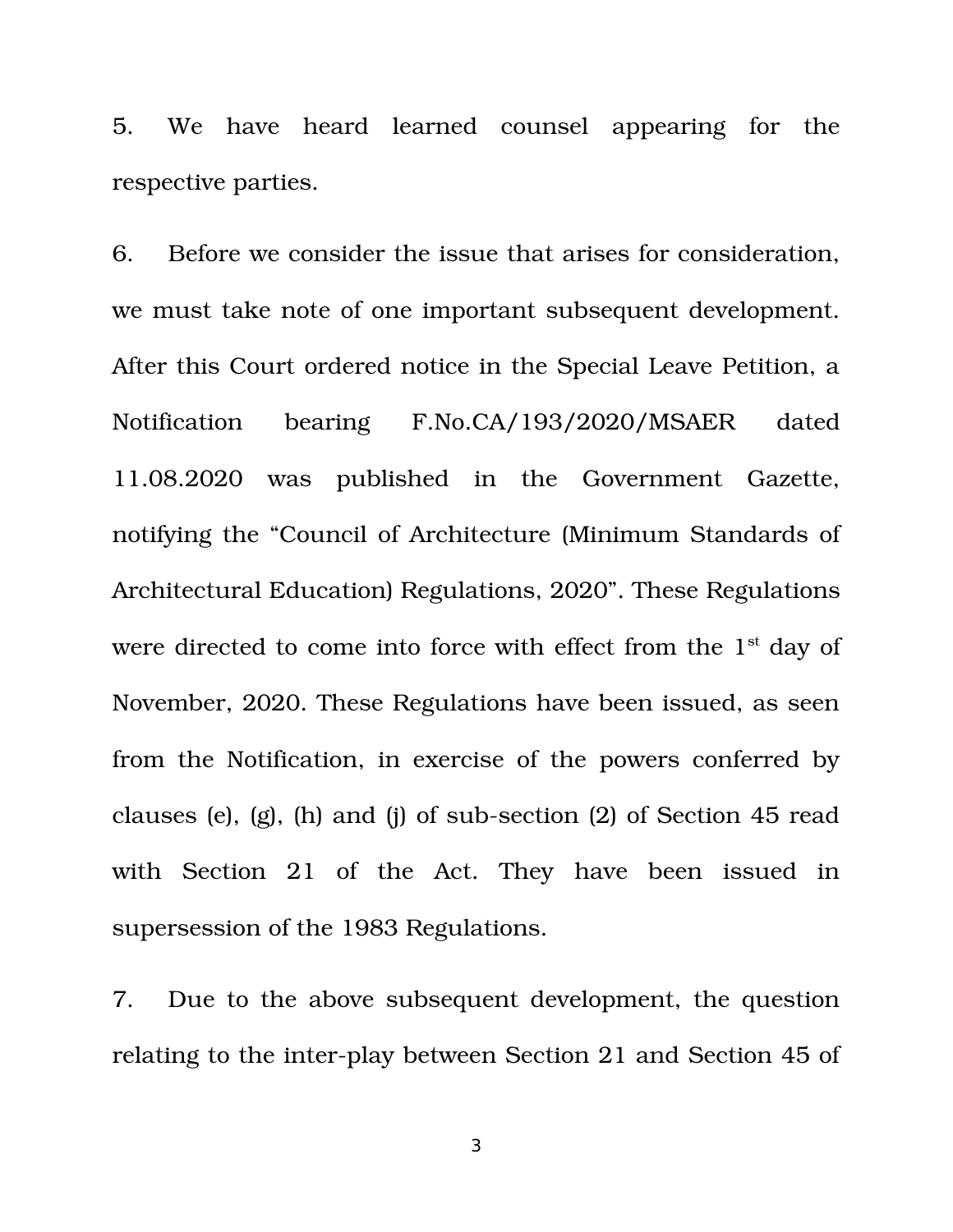5. We have heard learned counsel appearing for the respective parties.

6. Before we consider the issue that arises for consideration, we must take note of one important subsequent development. After this Court ordered notice in the Special Leave Petition, a Notification bearing F.No.CA/193/2020/MSAER dated 11.08.2020 was published in the Government Gazette, notifying the "Council of Architecture (Minimum Standards of Architectural Education) Regulations, 2020". These Regulations were directed to come into force with effect from the 1st day of November, 2020. These Regulations have been issued, as seen from the Notification, in exercise of the powers conferred by clauses (e), (g), (h) and (j) of sub-section (2) of Section 45 read with Section 21 of the Act. They have been issued in supersession of the 1983 Regulations.

7. Due to the above subsequent development, the question relating to the inter-play between Section 21 and Section 45 of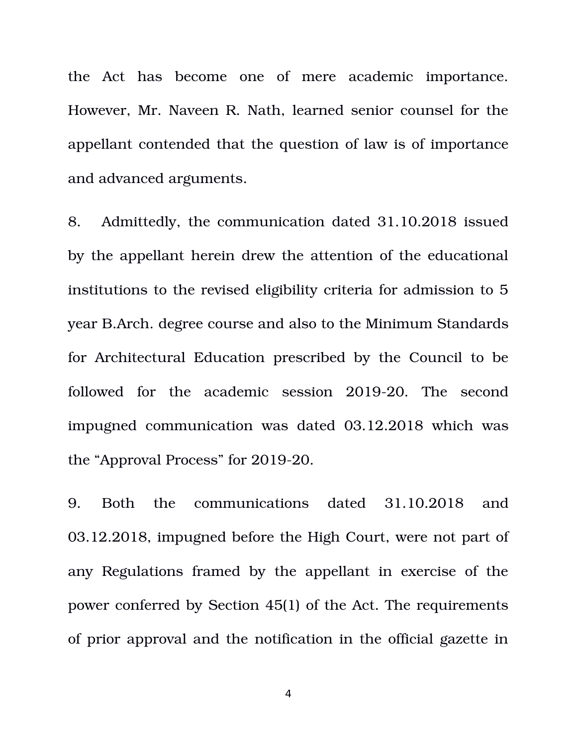the Act has become one of mere academic importance. However, Mr. Naveen R. Nath, learned senior counsel for the appellant contended that the question of law is of importance and advanced arguments.

8. Admittedly, the communication dated 31.10.2018 issued by the appellant herein drew the attention of the educational institutions to the revised eligibility criteria for admission to 5 year B.Arch. degree course and also to the Minimum Standards for Architectural Education prescribed by the Council to be followed for the academic session 2019-20. The second impugned communication was dated 03.12.2018 which was the "Approval Process" for 2019-20.

9. Both the communications dated 31.10.2018 and 03.12.2018, impugned before the High Court, were not part of any Regulations framed by the appellant in exercise of the power conferred by Section 45(1) of the Act. The requirements of prior approval and the notification in the official gazette in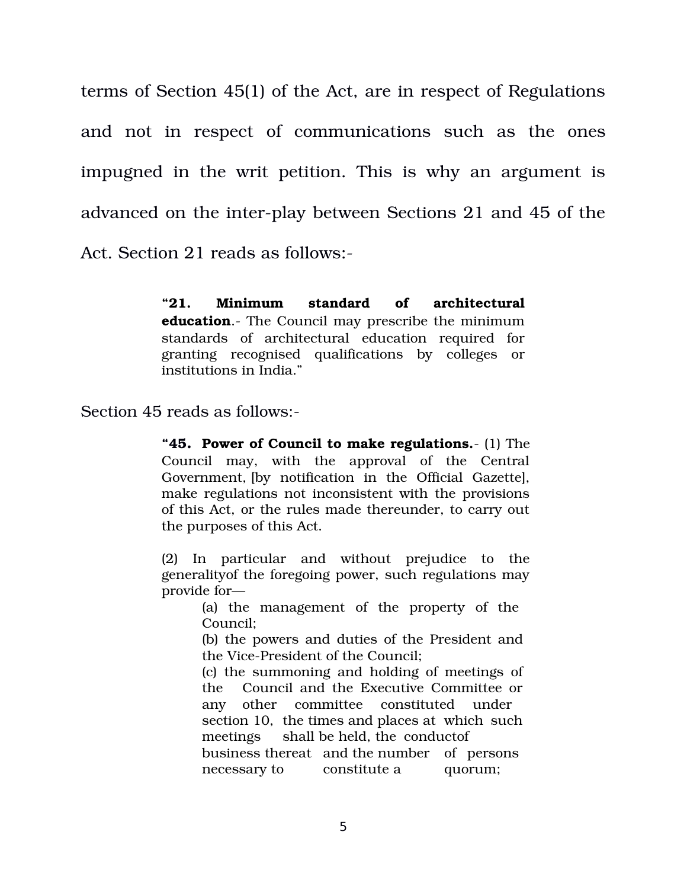terms of Section 45(1) of the Act, are in respect of Regulations and not in respect of communications such as the ones impugned in the writ petition. This is why an argument is advanced on the inter-play between Sections 21 and 45 of the Act. Section 21 reads as follows:-

> **"21. Minimum standard of architectural education**.- The Council may prescribe the minimum standards of architectural education required for granting recognised qualifications by colleges or institutions in India."

Section 45 reads as follows:-

> **"45. Power of Council to make regulations.**- (1) The Council may, with the approval of the Central Government, [by notification in the Official Gazette], make regulations not inconsistent with the provisions of this Act, or the rules made thereunder, to carry out the purposes of this Act.
>
> (2) In particular and without prejudice to the generalityof the foregoing power, such regulations may provide for—
>
> (a) the management of the property of the Council;
>
> (b) the powers and duties of the President and the Vice-President of the Council;
>
> (c) the summoning and holding of meetings of the Council and the Executive Committee or any other committee constituted under section 10, the times and places at which such meetings shall be held, the conductof business thereat and the number of persons necessary to constitute a quorum;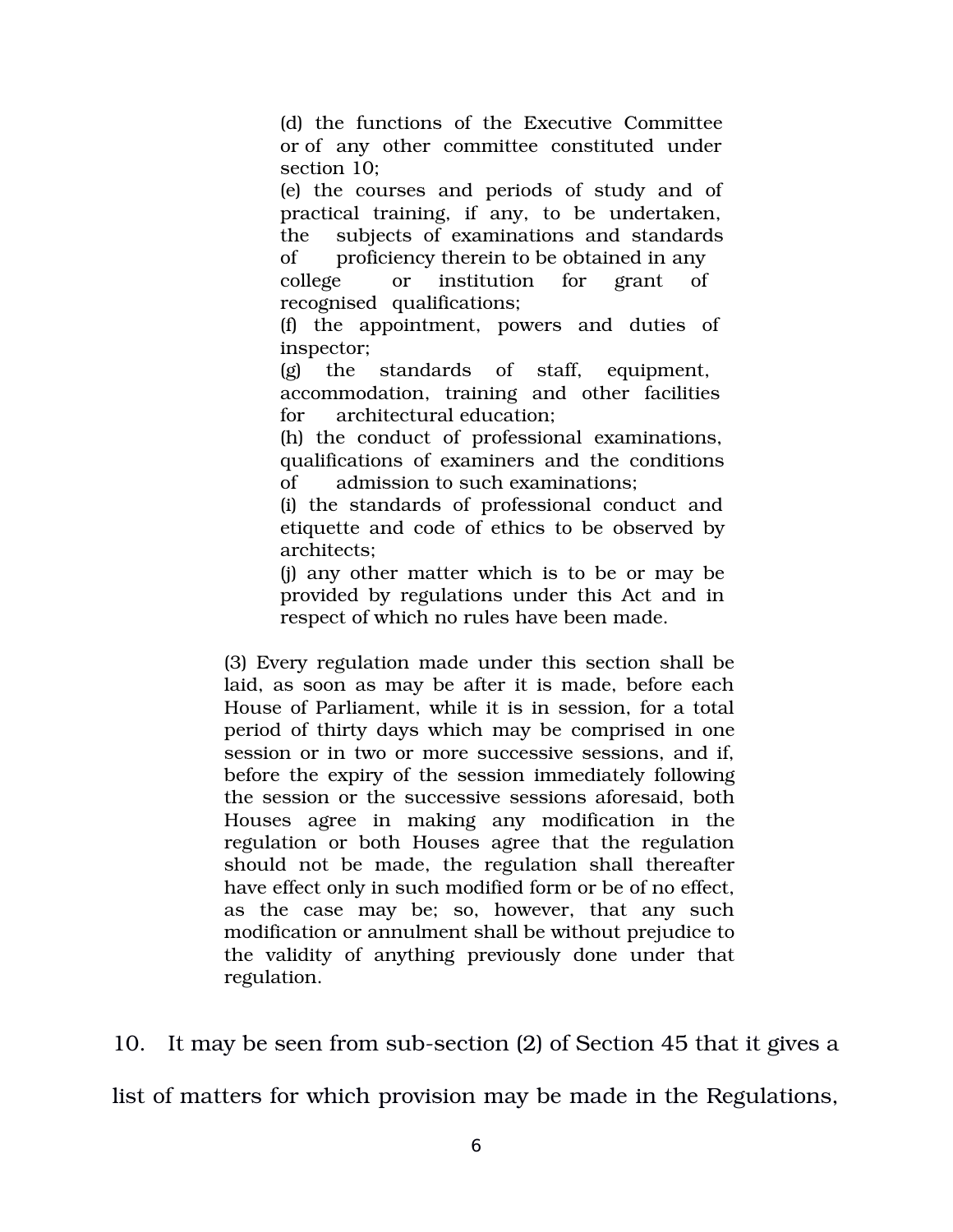> (d) the functions of the Executive Committee or of any other committee constituted under section 10;
>
> (e) the courses and periods of study and of practical training, if any, to be undertaken, the subjects of examinations and standards of proficiency therein to be obtained in any college or institution for grant of recognised qualifications;
>
> (f) the appointment, powers and duties of inspector;
>
> (g) the standards of staff, equipment, accommodation, training and other facilities for architectural education;
>
> (h) the conduct of professional examinations, qualifications of examiners and the conditions of admission to such examinations;
>
> (i) the standards of professional conduct and etiquette and code of ethics to be observed by architects;
>
> (j) any other matter which is to be or may be provided by regulations under this Act and in respect of which no rules have been made.
>
> (3) Every regulation made under this section shall be laid, as soon as may be after it is made, before each House of Parliament, while it is in session, for a total period of thirty days which may be comprised in one session or in two or more successive sessions, and if, before the expiry of the session immediately following the session or the successive sessions aforesaid, both Houses agree in making any modification in the regulation or both Houses agree that the regulation should not be made, the regulation shall thereafter have effect only in such modified form or be of no effect, as the case may be; so, however, that any such modification or annulment shall be without prejudice to the validity of anything previously done under that regulation.

10. It may be seen from sub-section (2) of Section 45 that it gives a list of matters for which provision may be made in the Regulations,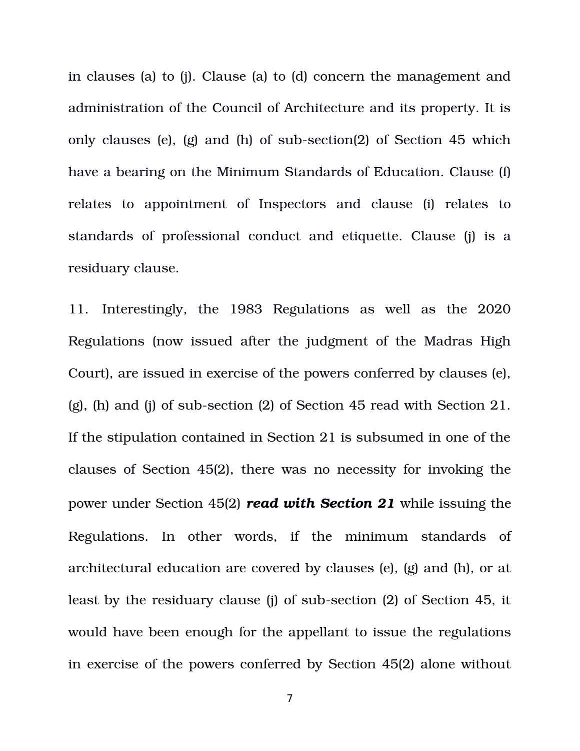in clauses (a) to (j). Clause (a) to (d) concern the management and administration of the Council of Architecture and its property. It is only clauses (e), (g) and (h) of sub-section(2) of Section 45 which have a bearing on the Minimum Standards of Education. Clause (f) relates to appointment of Inspectors and clause (i) relates to standards of professional conduct and etiquette. Clause (j) is a residuary clause.

11. Interestingly, the 1983 Regulations as well as the 2020 Regulations (now issued after the judgment of the Madras High Court), are issued in exercise of the powers conferred by clauses (e), (g), (h) and (j) of sub-section (2) of Section 45 read with Section 21. If the stipulation contained in Section 21 is subsumed in one of the clauses of Section 45(2), there was no necessity for invoking the power under Section 45(2) ***read with Section 21*** while issuing the Regulations. In other words, if the minimum standards of architectural education are covered by clauses (e), (g) and (h), or at least by the residuary clause (j) of sub-section (2) of Section 45, it would have been enough for the appellant to issue the regulations in exercise of the powers conferred by Section 45(2) alone without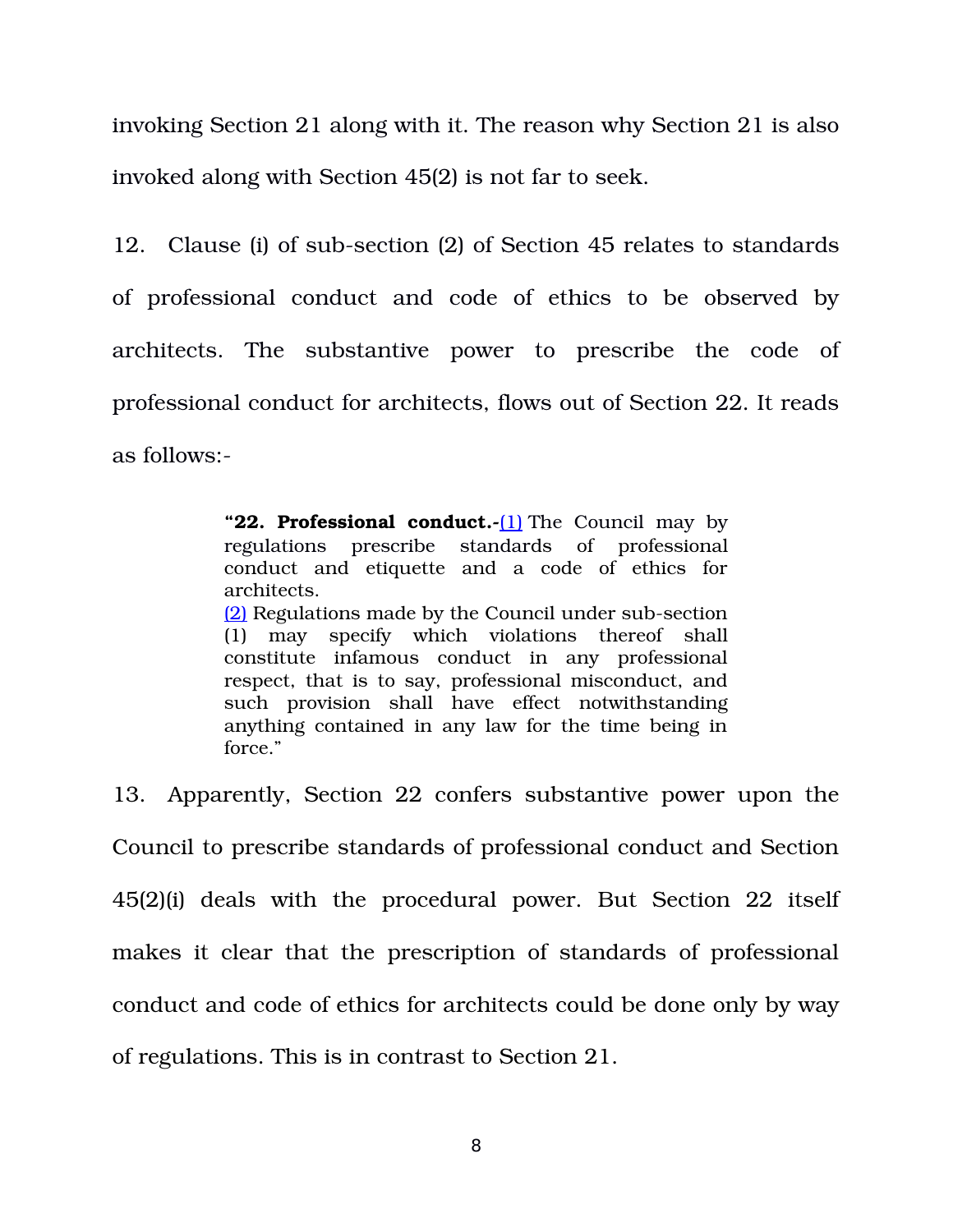invoking Section 21 along with it. The reason why Section 21 is also invoked along with Section 45(2) is not far to seek.

12. Clause (i) of sub-section (2) of Section 45 relates to standards of professional conduct and code of ethics to be observed by architects. The substantive power to prescribe the code of professional conduct for architects, flows out of Section 22. It reads as follows:-

> "**22. Professional conduct.-**(1) The Council may by regulations prescribe standards of professional conduct and etiquette and a code of ethics for architects.
> (2) Regulations made by the Council under sub-section (1) may specify which violations thereof shall constitute infamous conduct in any professional respect, that is to say, professional misconduct, and such provision shall have effect notwithstanding anything contained in any law for the time being in force."

13. Apparently, Section 22 confers substantive power upon the Council to prescribe standards of professional conduct and Section 45(2)(i) deals with the procedural power. But Section 22 itself makes it clear that the prescription of standards of professional conduct and code of ethics for architects could be done only by way of regulations. This is in contrast to Section 21.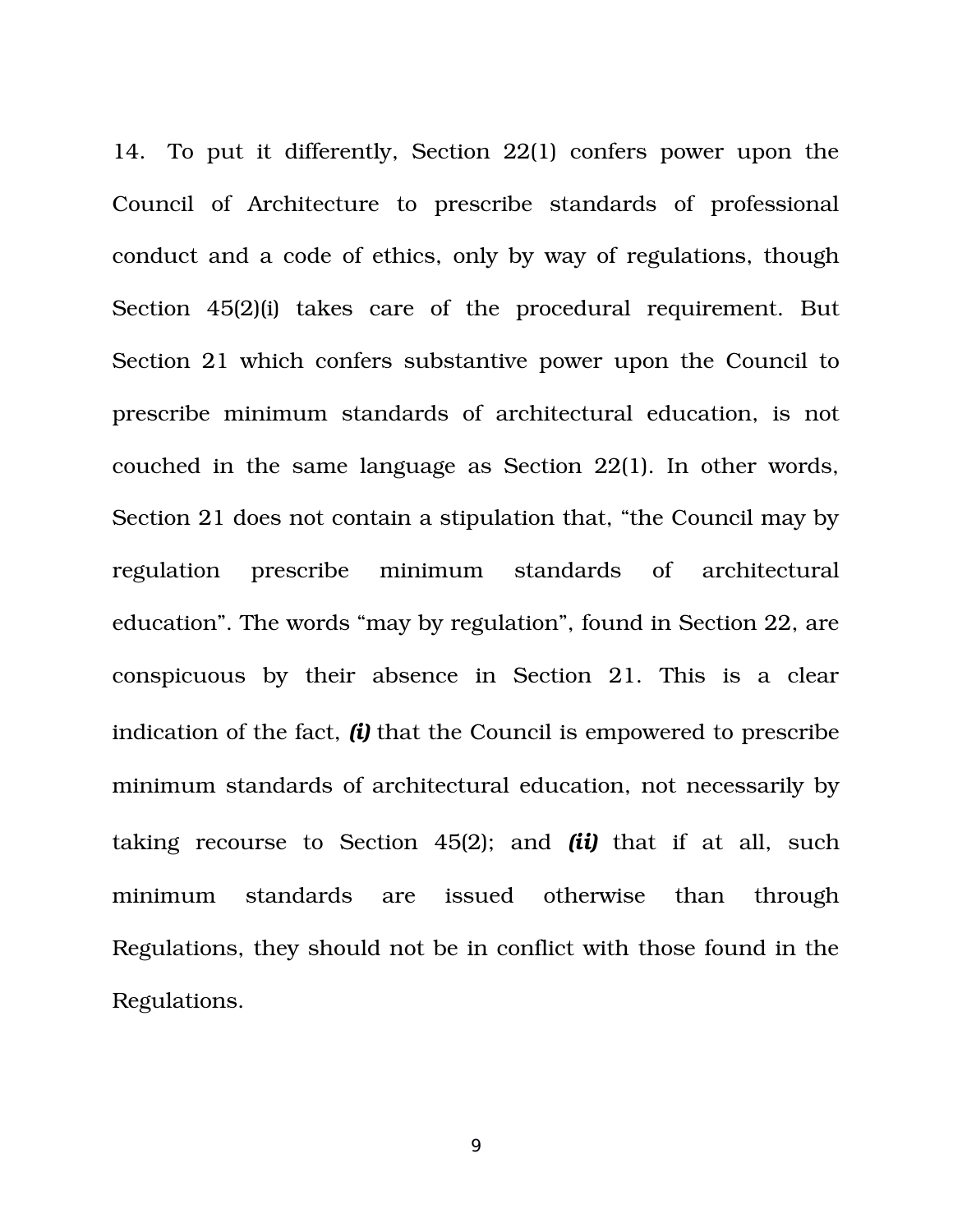14. To put it differently, Section 22(1) confers power upon the Council of Architecture to prescribe standards of professional conduct and a code of ethics, only by way of regulations, though Section 45(2)(i) takes care of the procedural requirement. But Section 21 which confers substantive power upon the Council to prescribe minimum standards of architectural education, is not couched in the same language as Section 22(1). In other words, Section 21 does not contain a stipulation that, "the Council may by regulation prescribe minimum standards of architectural education". The words "may by regulation", found in Section 22, are conspicuous by their absence in Section 21. This is a clear indication of the fact, ***(i)*** that the Council is empowered to prescribe minimum standards of architectural education, not necessarily by taking recourse to Section 45(2); and ***(ii)*** that if at all, such minimum standards are issued otherwise than through Regulations, they should not be in conflict with those found in the Regulations.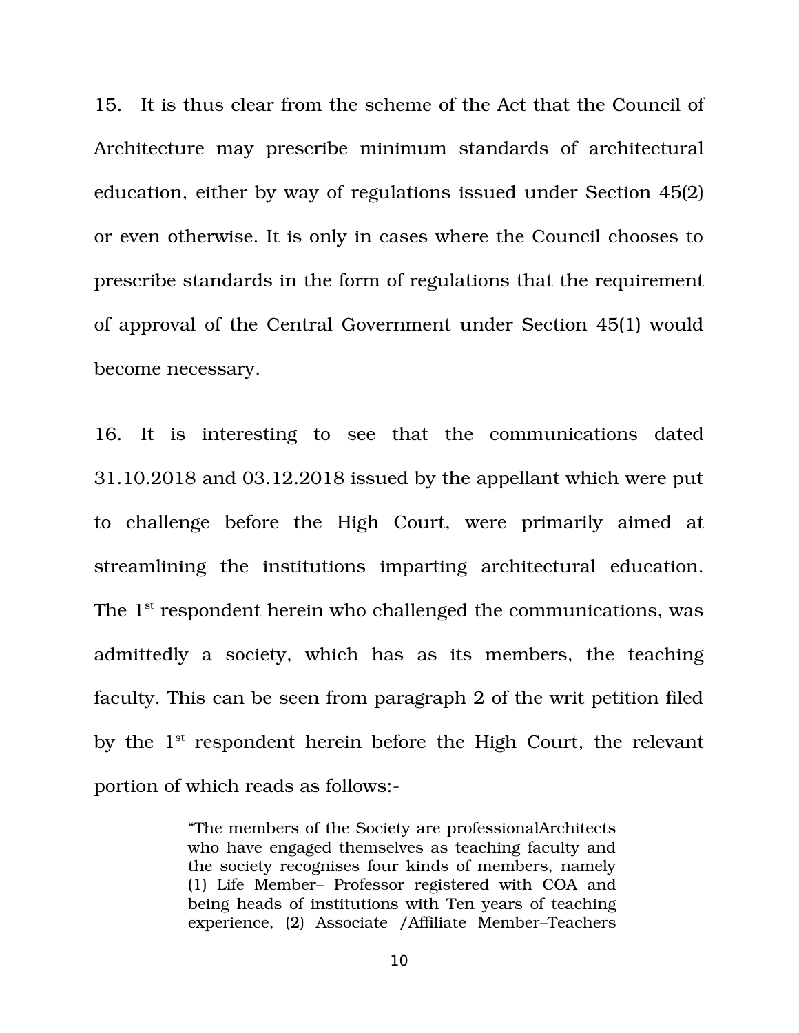15. It is thus clear from the scheme of the Act that the Council of Architecture may prescribe minimum standards of architectural education, either by way of regulations issued under Section 45(2) or even otherwise. It is only in cases where the Council chooses to prescribe standards in the form of regulations that the requirement of approval of the Central Government under Section 45(1) would become necessary.

16. It is interesting to see that the communications dated 31.10.2018 and 03.12.2018 issued by the appellant which were put to challenge before the High Court, were primarily aimed at streamlining the institutions imparting architectural education. The 1st respondent herein who challenged the communications, was admittedly a society, which has as its members, the teaching faculty. This can be seen from paragraph 2 of the writ petition filed by the 1st respondent herein before the High Court, the relevant portion of which reads as follows:-

> "The members of the Society are professionalArchitects who have engaged themselves as teaching faculty and the society recognises four kinds of members, namely (1) Life Member– Professor registered with COA and being heads of institutions with Ten years of teaching experience, (2) Associate /Affiliate Member–Teachers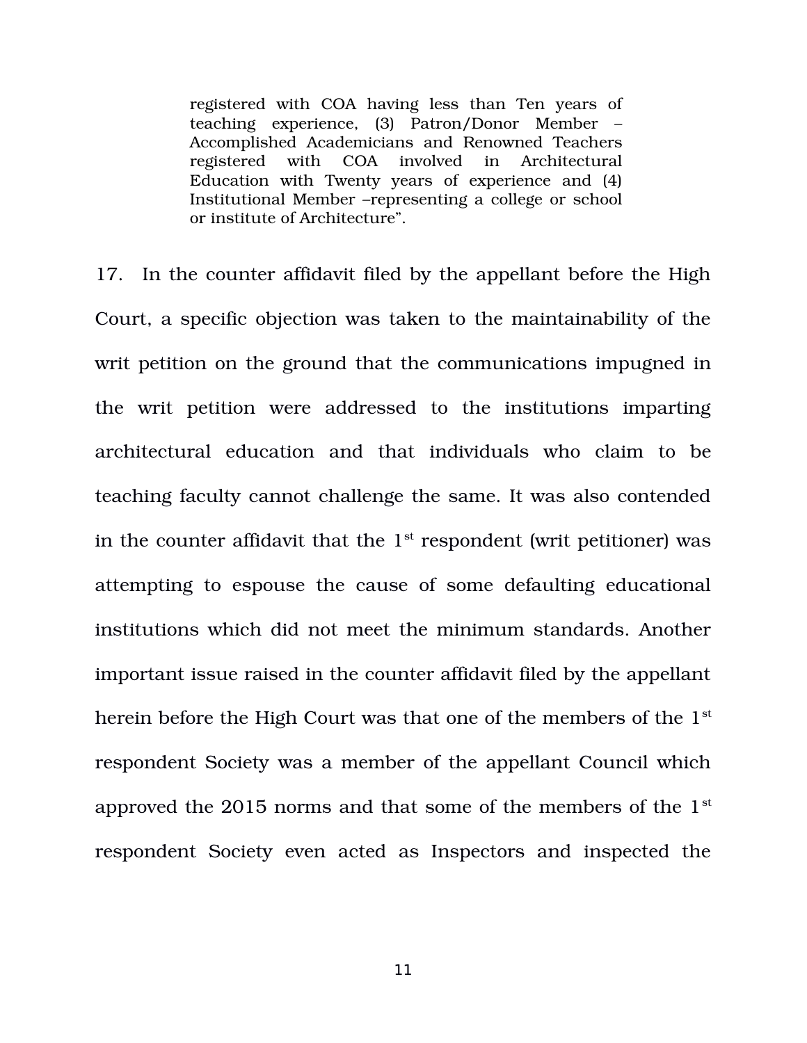> registered with COA having less than Ten years of teaching experience, (3) Patron/Donor Member – Accomplished Academicians and Renowned Teachers registered with COA involved in Architectural Education with Twenty years of experience and (4) Institutional Member –representing a college or school or institute of Architecture".

17. In the counter affidavit filed by the appellant before the High Court, a specific objection was taken to the maintainability of the writ petition on the ground that the communications impugned in the writ petition were addressed to the institutions imparting architectural education and that individuals who claim to be teaching faculty cannot challenge the same. It was also contended in the counter affidavit that the 1st respondent (writ petitioner) was attempting to espouse the cause of some defaulting educational institutions which did not meet the minimum standards. Another important issue raised in the counter affidavit filed by the appellant herein before the High Court was that one of the members of the 1st respondent Society was a member of the appellant Council which approved the 2015 norms and that some of the members of the 1st respondent Society even acted as Inspectors and inspected the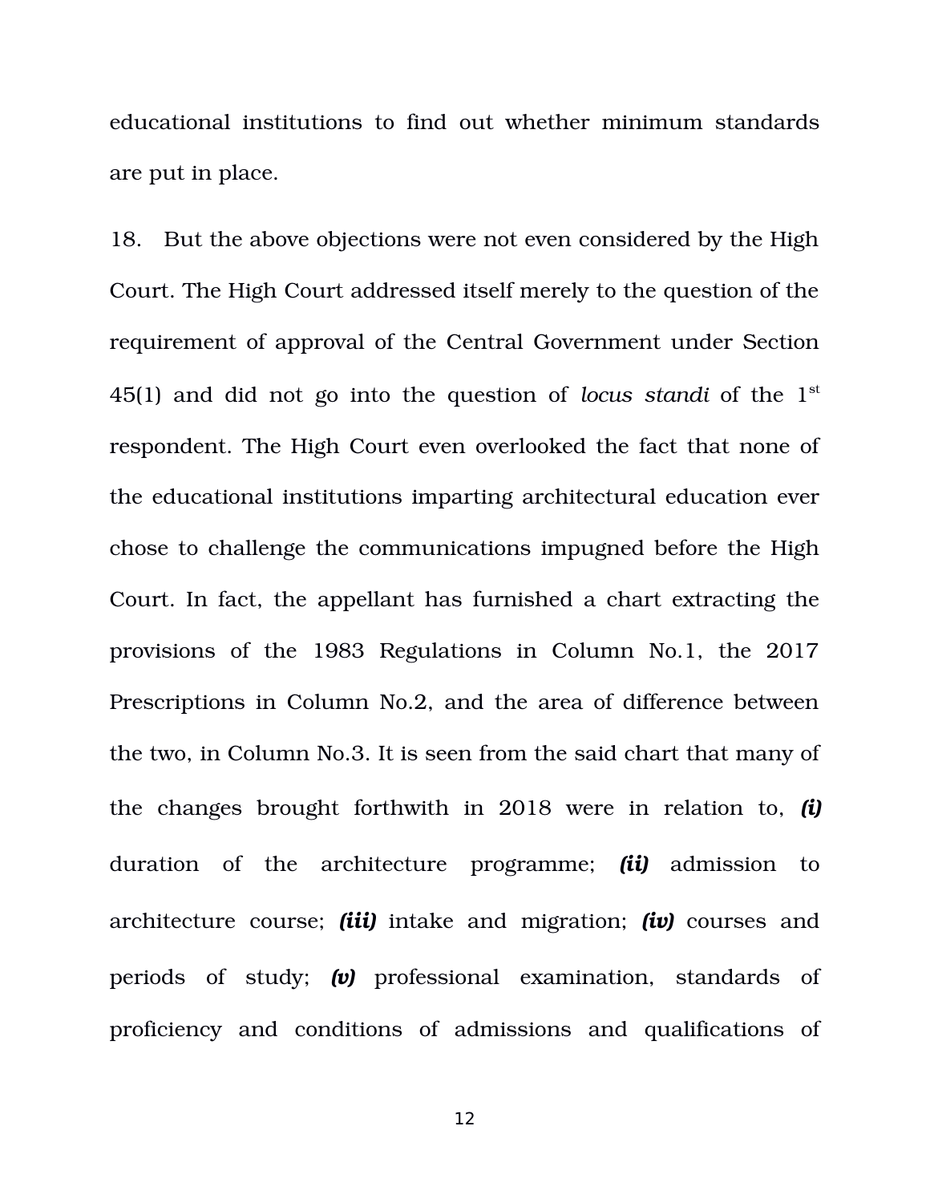educational institutions to find out whether minimum standards are put in place.

18. But the above objections were not even considered by the High Court. The High Court addressed itself merely to the question of the requirement of approval of the Central Government under Section 45(1) and did not go into the question of *locus standi* of the 1st respondent. The High Court even overlooked the fact that none of the educational institutions imparting architectural education ever chose to challenge the communications impugned before the High Court. In fact, the appellant has furnished a chart extracting the provisions of the 1983 Regulations in Column No.1, the 2017 Prescriptions in Column No.2, and the area of difference between the two, in Column No.3. It is seen from the said chart that many of the changes brought forthwith in 2018 were in relation to, ***(i)*** duration of the architecture programme; ***(ii)*** admission to architecture course; ***(iii)*** intake and migration; ***(iv)*** courses and periods of study; ***(v)*** professional examination, standards of proficiency and conditions of admissions and qualifications of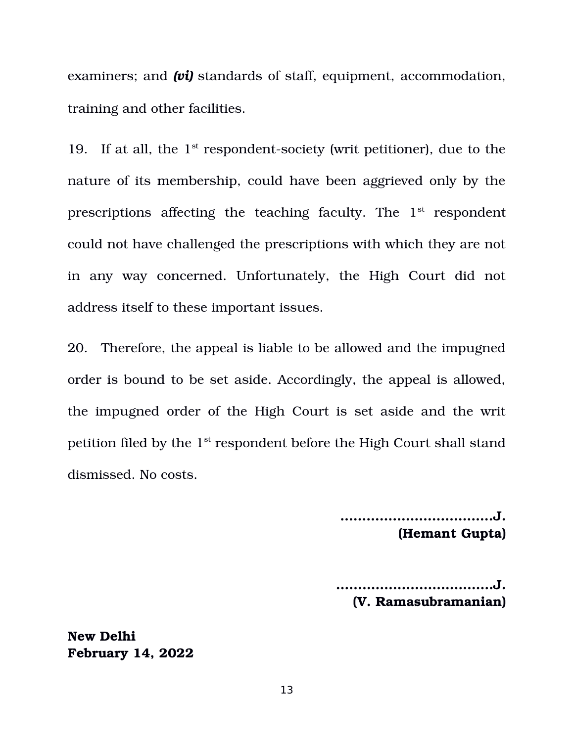examiners; and ***(vi)*** standards of staff, equipment, accommodation, training and other facilities.

19. If at all, the 1st respondent-society (writ petitioner), due to the nature of its membership, could have been aggrieved only by the prescriptions affecting the teaching faculty. The 1st respondent could not have challenged the prescriptions with which they are not in any way concerned. Unfortunately, the High Court did not address itself to these important issues.

20. Therefore, the appeal is liable to be allowed and the impugned order is bound to be set aside. Accordingly, the appeal is allowed, the impugned order of the High Court is set aside and the writ petition filed by the 1st respondent before the High Court shall stand dismissed. No costs.

**.................................J.**
**(Hemant Gupta)**

**..................................J.**
**(V. Ramasubramanian)**

**New Delhi**
**February 14, 2022**